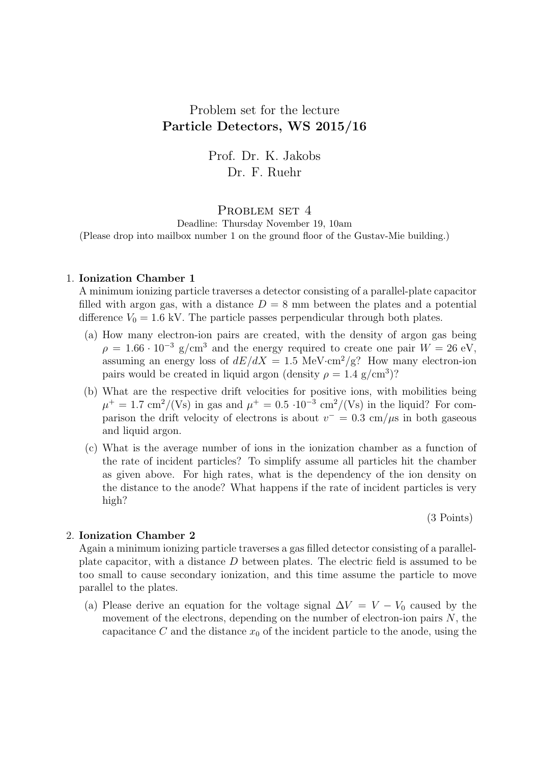Problem set for the lecture
**Particle Detectors, WS 2015/16**

Prof. Dr. K. Jakobs
Dr. F. Ruehr

# Problem set 4

Deadline: Thursday November 19, 10am
(Please drop into mailbox number 1 on the ground floor of the Gustav-Mie building.)

1. **Ionization Chamber 1**
   A minimum ionizing particle traverses a detector consisting of a parallel-plate capacitor filled with argon gas, with a distance $D = 8$ mm between the plates and a potential difference $V_0 = 1.6$ kV. The particle passes perpendicular through both plates.

   (a) How many electron-ion pairs are created, with the density of argon gas being $\rho = 1.66 \cdot 10^{-3}$ g/cm$^3$ and the energy required to create one pair $W = 26$ eV, assuming an energy loss of $dE/dX = 1.5$ MeV·cm$^2$/g? How many electron-ion pairs would be created in liquid argon (density $\rho = 1.4$ g/cm$^3$)?

   (b) What are the respective drift velocities for positive ions, with mobilities being $\mu^+ = 1.7$ cm$^2$/(Vs) in gas and $\mu^+ = 0.5 \cdot 10^{-3}$ cm$^2$/(Vs) in the liquid? For comparison the drift velocity of electrons is about $v^- = 0.3$ cm/$\mu$s in both gaseous and liquid argon.

   (c) What is the average number of ions in the ionization chamber as a function of the rate of incident particles? To simplify assume all particles hit the chamber as given above. For high rates, what is the dependency of the ion density on the distance to the anode? What happens if the rate of incident particles is very high?

   (3 Points)

2. **Ionization Chamber 2**
   Again a minimum ionizing particle traverses a gas filled detector consisting of a parallel-plate capacitor, with a distance $D$ between plates. The electric field is assumed to be too small to cause secondary ionization, and this time assume the particle to move parallel to the plates.

   (a) Please derive an equation for the voltage signal $\Delta V = V - V_0$ caused by the movement of the electrons, depending on the number of electron-ion pairs $N$, the capacitance $C$ and the distance $x_0$ of the incident particle to the anode, using the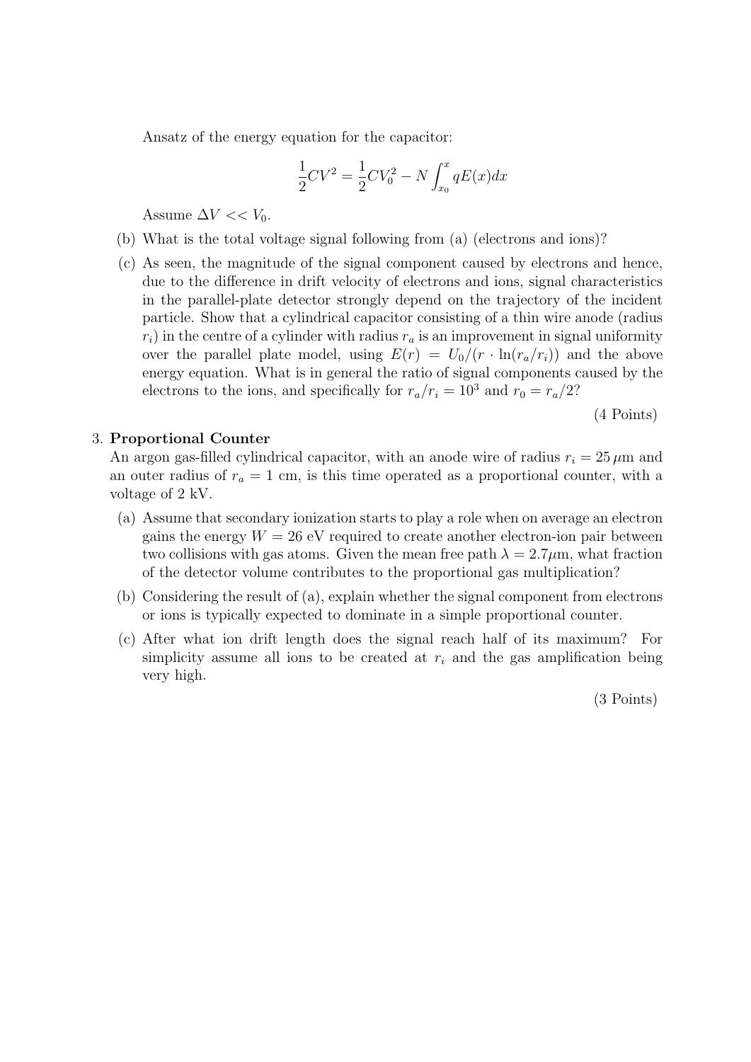Ansatz of the energy equation for the capacitor:

$$\frac{1}{2}CV^2 = \frac{1}{2}CV_0^2 - N\int_{x_0}^{x} qE(x)dx$$

Assume $\Delta V << V_0$.

(b) What is the total voltage signal following from (a) (electrons and ions)?

(c) As seen, the magnitude of the signal component caused by electrons and hence, due to the difference in drift velocity of electrons and ions, signal characteristics in the parallel-plate detector strongly depend on the trajectory of the incident particle. Show that a cylindrical capacitor consisting of a thin wire anode (radius $r_i$) in the centre of a cylinder with radius $r_a$ is an improvement in signal uniformity over the parallel plate model, using $E(r) = U_0/(r \cdot \ln(r_a/r_i))$ and the above energy equation. What is in general the ratio of signal components caused by the electrons to the ions, and specifically for $r_a/r_i = 10^3$ and $r_0 = r_a/2$?

(4 Points)

3. **Proportional Counter**

An argon gas-filled cylindrical capacitor, with an anode wire of radius $r_i = 25\,\mu$m and an outer radius of $r_a = 1$ cm, is this time operated as a proportional counter, with a voltage of 2 kV.

(a) Assume that secondary ionization starts to play a role when on average an electron gains the energy $W = 26$ eV required to create another electron-ion pair between two collisions with gas atoms. Given the mean free path $\lambda = 2.7\mu$m, what fraction of the detector volume contributes to the proportional gas multiplication?

(b) Considering the result of (a), explain whether the signal component from electrons or ions is typically expected to dominate in a simple proportional counter.

(c) After what ion drift length does the signal reach half of its maximum? For simplicity assume all ions to be created at $r_i$ and the gas amplification being very high.

(3 Points)